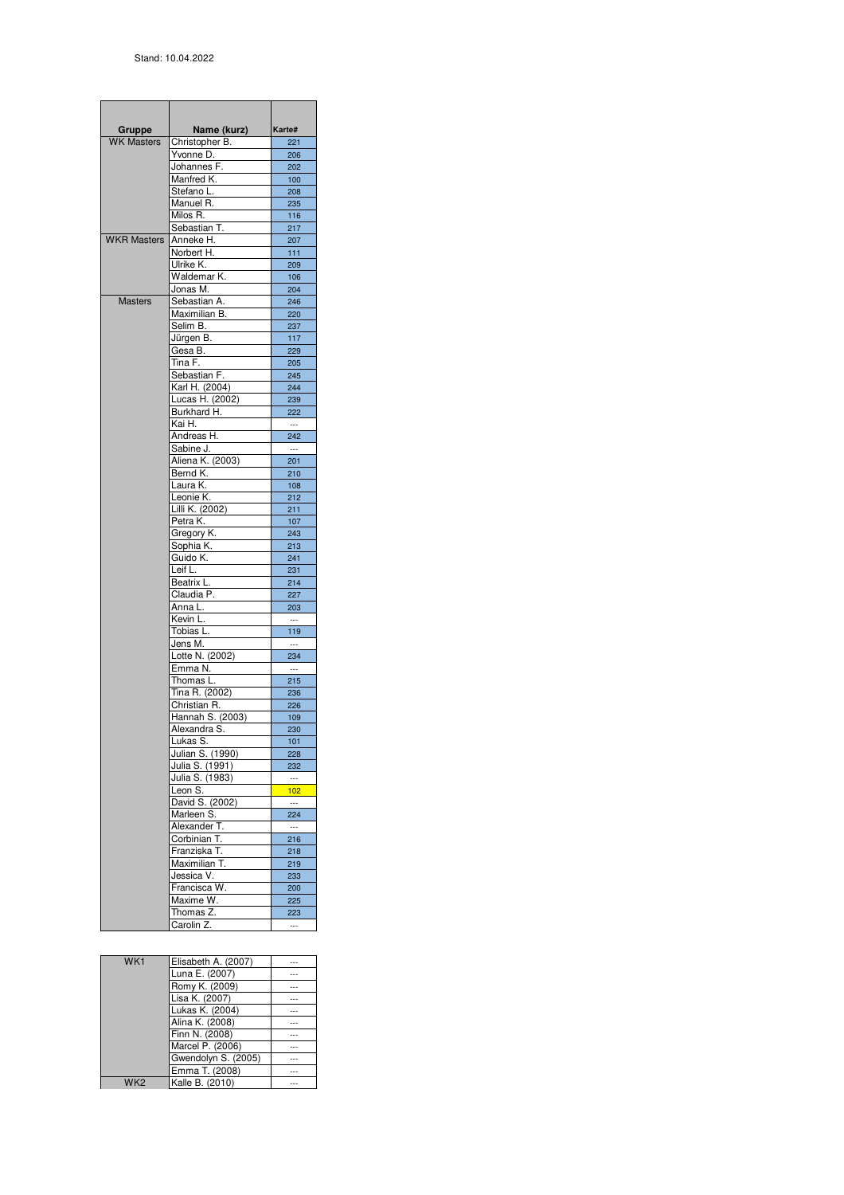Stand: 10.04.2022

| Gruppe | Name (kurz) | Karte# |
|---|---|---|
| WK Masters | Christopher B. | 221 |
| | Yvonne D. | 206 |
| | Johannes F. | 202 |
| | Manfred K. | 100 |
| | Stefano L. | 208 |
| | Manuel R. | 235 |
| | Milos R. | 116 |
| | Sebastian T. | 217 |
| WKR Masters | Anneke H. | 207 |
| | Norbert H. | 111 |
| | Ulrike K. | 209 |
| | Waldemar K. | 106 |
| | Jonas M. | 204 |
| Masters | Sebastian A. | 246 |
| | Maximilian B. | 220 |
| | Selim B. | 237 |
| | Jürgen B. | 117 |
| | Gesa B. | 229 |
| | Tina F. | 205 |
| | Sebastian F. | 245 |
| | Karl H. (2004) | 244 |
| | Lucas H. (2002) | 239 |
| | Burkhard H. | 222 |
| | Kai H. | --- |
| | Andreas H. | 242 |
| | Sabine J. | --- |
| | Aliena K. (2003) | 201 |
| | Bernd K. | 210 |
| | Laura K. | 108 |
| | Leonie K. | 212 |
| | Lilli K. (2002) | 211 |
| | Petra K. | 107 |
| | Gregory K. | 243 |
| | Sophia K. | 213 |
| | Guido K. | 241 |
| | Leif L. | 231 |
| | Beatrix L. | 214 |
| | Claudia P. | 227 |
| | Anna L. | 203 |
| | Kevin L. | --- |
| | Tobias L. | 119 |
| | Jens M. | --- |
| | Lotte N. (2002) | 234 |
| | Emma N. | --- |
| | Thomas L. | 215 |
| | Tina R. (2002) | 236 |
| | Christian R. | 226 |
| | Hannah S. (2003) | 109 |
| | Alexandra S. | 230 |
| | Lukas S. | 101 |
| | Julian S. (1990) | 228 |
| | Julia S. (1991) | 232 |
| | Julia S. (1983) | --- |
| | Leon S. | 102 |
| | David S. (2002) | --- |
| | Marleen S. | 224 |
| | Alexander T. | --- |
| | Corbinian T. | 216 |
| | Franziska T. | 218 |
| | Maximilian T. | 219 |
| | Jessica V. | 233 |
| | Francisca W. | 200 |
| | Maxime W. | 225 |
| | Thomas Z. | 223 |
| | Carolin Z. | --- |

| Gruppe | Name (kurz) | Karte# |
|---|---|---|
| WK1 | Elisabeth A. (2007) | --- |
| | Luna E. (2007) | --- |
| | Romy K. (2009) | --- |
| | Lisa K. (2007) | --- |
| | Lukas K. (2004) | --- |
| | Alina K. (2008) | --- |
| | Finn N. (2008) | --- |
| | Marcel P. (2006) | --- |
| | Gwendolyn S. (2005) | --- |
| | Emma T. (2008) | --- |
| WK2 | Kalle B. (2010) | --- |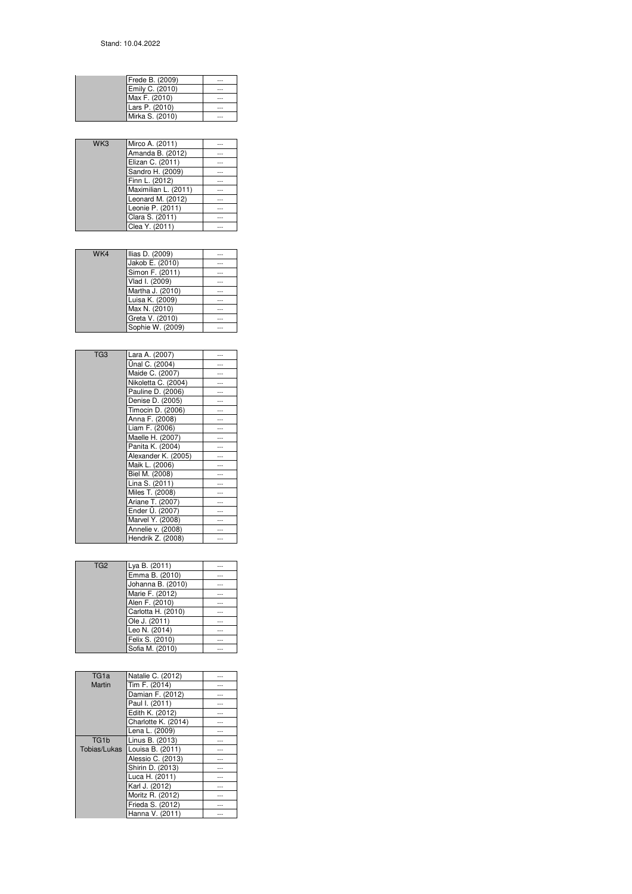Stand: 10.04.2022

| | | |
|---|---|---|
| | Frede B. (2009) | --- |
| | Emily C. (2010) | --- |
| | Max F. (2010) | --- |
| | Lars P. (2010) | --- |
| | Mirka S. (2010) | --- |

| | | |
|---|---|---|
| WK3 | Mirco A. (2011) | --- |
| | Amanda B. (2012) | --- |
| | Elizan C. (2011) | --- |
| | Sandro H. (2009) | --- |
| | Finn L. (2012) | --- |
| | Maximilian L. (2011) | --- |
| | Leonard M. (2012) | --- |
| | Leonie P. (2011) | --- |
| | Clara S. (2011) | --- |
| | Clea Y. (2011) | --- |

| | | |
|---|---|---|
| WK4 | Ilias D. (2009) | --- |
| | Jakob E. (2010) | --- |
| | Simon F. (2011) | --- |
| | Vlad I. (2009) | --- |
| | Martha J. (2010) | --- |
| | Luisa K. (2009) | --- |
| | Max N. (2010) | --- |
| | Greta V. (2010) | --- |
| | Sophie W. (2009) | --- |

| | | |
|---|---|---|
| TG3 | Lara A. (2007) | --- |
| | Ünal C. (2004) | --- |
| | Maide C. (2007) | --- |
| | Nikoletta C. (2004) | --- |
| | Pauline D. (2006) | --- |
| | Denise D. (2005) | --- |
| | Timocin D. (2006) | --- |
| | Anna F. (2008) | --- |
| | Liam F. (2006) | --- |
| | Maelle H. (2007) | --- |
| | Panita K. (2004) | --- |
| | Alexander K. (2005) | --- |
| | Maik L. (2006) | --- |
| | Biel M. (2008) | --- |
| | Lina S. (2011) | --- |
| | Miles T. (2008) | --- |
| | Ariane T. (2007) | --- |
| | Ender Ü. (2007) | --- |
| | Marvel Y. (2008) | --- |
| | Annelie v. (2008) | --- |
| | Hendrik Z. (2008) | --- |

| | | |
|---|---|---|
| TG2 | Lya B. (2011) | --- |
| | Emma B. (2010) | --- |
| | Johanna B. (2010) | --- |
| | Marie F. (2012) | --- |
| | Alen F. (2010) | --- |
| | Carlotta H. (2010) | --- |
| | Ole J. (2011) | --- |
| | Leo N. (2014) | --- |
| | Felix S. (2010) | --- |
| | Sofia M. (2010) | --- |

| | | |
|---|---|---|
| TG1a | Natalie C. (2012) | --- |
| Martin | Tim F. (2014) | --- |
| | Damian F. (2012) | --- |
| | Paul I. (2011) | --- |
| | Edith K. (2012) | --- |
| | Charlotte K. (2014) | --- |
| | Lena L. (2009) | --- |
| TG1b | Linus B. (2013) | --- |
| Tobias/Lukas | Louisa B. (2011) | --- |
| | Alessio C. (2013) | --- |
| | Shirin D. (2013) | --- |
| | Luca H. (2011) | --- |
| | Karl J. (2012) | --- |
| | Moritz R. (2012) | --- |
| | Frieda S. (2012) | --- |
| | Hanna V. (2011) | --- |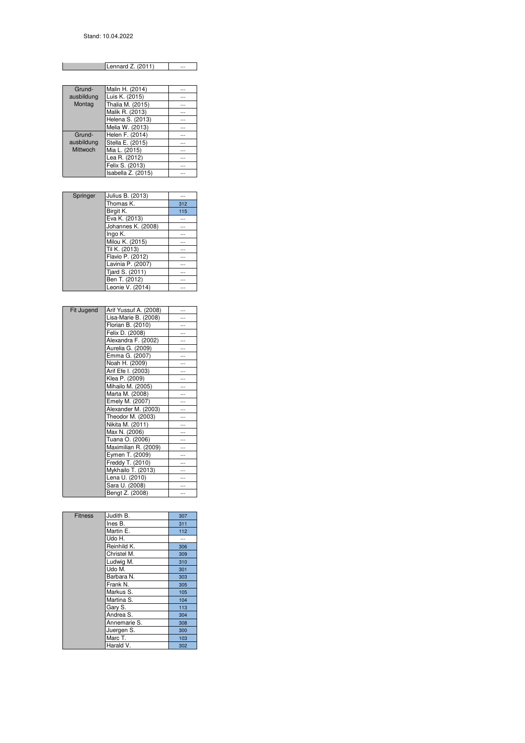Stand: 10.04.2022

| | | |
|---|---|---|
| | Lennard Z. (2011) | --- |

| | | |
|---|---|---|
| Grund-ausbildung Montag | Malin H. (2014) | --- |
| | Luis K. (2015) | --- |
| | Thalia M. (2015) | --- |
| | Malik R. (2013) | --- |
| | Helena S. (2013) | --- |
| | Melia W. (2013) | --- |
| Grund-ausbildung Mittwoch | Helen F. (2014) | --- |
| | Stella E. (2015) | --- |
| | Mia L. (2015) | --- |
| | Lea R. (2012) | --- |
| | Felix S. (2013) | --- |
| | Isabella Z. (2015) | --- |

| | | |
|---|---|---|
| Springer | Julius B. (2013) | --- |
| | Thomas K. | 312 |
| | Birgit K. | 115 |
| | Eva K. (2013) | --- |
| | Johannes K. (2008) | --- |
| | Ingo K. | --- |
| | Milou K. (2015) | --- |
| | Til K. (2013) | --- |
| | Flavio P. (2012) | --- |
| | Lavinia P. (2007) | --- |
| | Tjard S. (2011) | --- |
| | Ben T. (2012) | --- |
| | Leonie V. (2014) | --- |

| | | |
|---|---|---|
| Fit Jugend | Arif Yussuf A. (2008) | --- |
| | Lisa-Marie B. (2008) | --- |
| | Florian B. (2010) | --- |
| | Felix D. (2008) | --- |
| | Alexandra F. (2002) | --- |
| | Aurelia G. (2009) | --- |
| | Emma G. (2007) | --- |
| | Noah H. (2009) | --- |
| | Arif Efe I. (2003) | --- |
| | Klea P. (2009) | --- |
| | Mihailo M. (2005) | --- |
| | Marta M. (2008) | --- |
| | Emely M. (2007) | --- |
| | Alexander M. (2003) | --- |
| | Theodor M. (2003) | --- |
| | Nikita M. (2011) | --- |
| | Max N. (2006) | --- |
| | Tuana O. (2006) | --- |
| | Maximilian R. (2009) | --- |
| | Eymen T. (2009) | --- |
| | Freddy T. (2010) | --- |
| | Mykhailo T. (2013) | --- |
| | Lena U. (2010) | --- |
| | Sara U. (2008) | --- |
| | Bengt Z. (2008) | --- |

| | | |
|---|---|---|
| Fitness | Judith B. | 307 |
| | Ines B. | 311 |
| | Martin E. | 112 |
| | Udo H. | --- |
| | Reinhild K. | 306 |
| | Christel M. | 309 |
| | Ludwig M. | 310 |
| | Udo M. | 301 |
| | Barbara N. | 303 |
| | Frank N. | 305 |
| | Markus S. | 105 |
| | Martina S. | 104 |
| | Gary S. | 113 |
| | Andrea S. | 304 |
| | Annemarie S. | 308 |
| | Juergen S. | 300 |
| | Marc T. | 103 |
| | Harald V. | 302 |